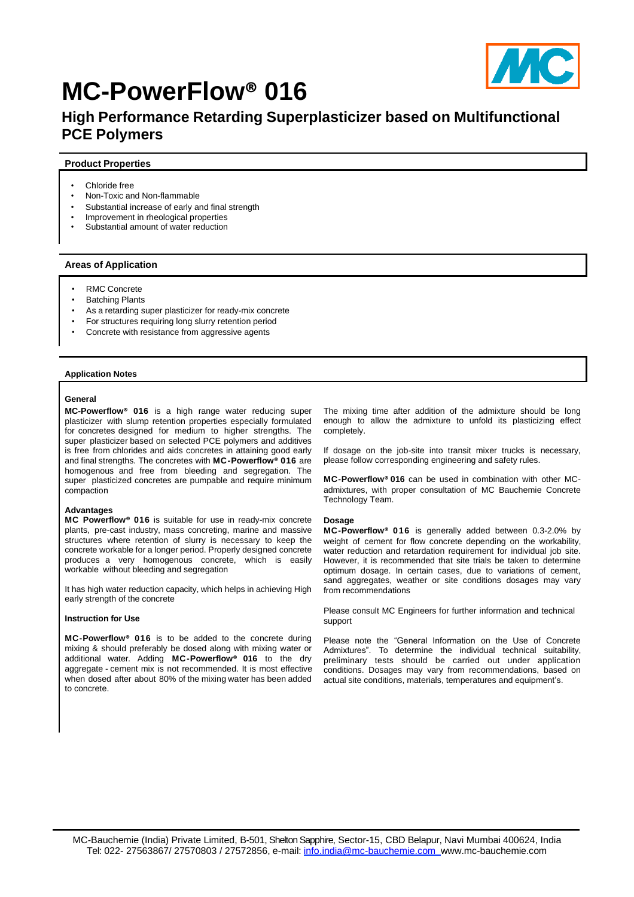# MC-PowerFlow® 016

## High Performance Retarding Superplasticizer based on Multifunctional PCE Polymers

### Product Properties

- Chloride free
- Non-Toxic and Non-flammable
- Substantial increase of early and final strength
- Improvement in rheological properties
- Substantial amount of water reduction

### Areas of Application

- RMC Concrete
- Batching Plants
- As a retarding super plasticizer for ready-mix concrete
- For structures requiring long slurry retention period
- Concrete with resistance from aggressive agents

### Application Notes

**General**

**MC-Powerflow® 016** is a high range water reducing super plasticizer with slump retention properties especially formulated for concretes designed for medium to higher strengths. The super plasticizer based on selected PCE polymers and additives is free from chlorides and aids concretes in attaining good early and final strengths. The concretes with **MC-Powerflow® 016** are homogenous and free from bleeding and segregation. The super plasticized concretes are pumpable and require minimum compaction

**Advantages**

**MC Powerflow® 016** is suitable for use in ready-mix concrete plants, pre-cast industry, mass concreting, marine and massive structures where retention of slurry is necessary to keep the concrete workable for a longer period. Properly designed concrete produces a very homogenous concrete, which is easily workable without bleeding and segregation

It has high water reduction capacity, which helps in achieving High early strength of the concrete

**Instruction for Use**

**MC-Powerflow® 016** is to be added to the concrete during mixing & should preferably be dosed along with mixing water or additional water. Adding **MC-Powerflow® 016** to the dry aggregate - cement mix is not recommended. It is most effective when dosed after about 80% of the mixing water has been added to concrete.

The mixing time after addition of the admixture should be long enough to allow the admixture to unfold its plasticizing effect completely.

If dosage on the job-site into transit mixer trucks is necessary, please follow corresponding engineering and safety rules.

**MC-Powerflow® 016** can be used in combination with other MC-admixtures, with proper consultation of MC Bauchemie Concrete Technology Team.

**Dosage**

**MC-Powerflow® 016** is generally added between 0.3-2.0% by weight of cement for flow concrete depending on the workability, water reduction and retardation requirement for individual job site. However, it is recommended that site trials be taken to determine optimum dosage. In certain cases, due to variations of cement, sand aggregates, weather or site conditions dosages may vary from recommendations

Please consult MC Engineers for further information and technical support

Please note the "General Information on the Use of Concrete Admixtures". To determine the individual technical suitability, preliminary tests should be carried out under application conditions. Dosages may vary from recommendations, based on actual site conditions, materials, temperatures and equipment's.

MC-Bauchemie (India) Private Limited, B-501, Shelton Sapphire, Sector-15, CBD Belapur, Navi Mumbai 400624, India
Tel: 022- 27563867/ 27570803 / 27572856, e-mail: info.india@mc-bauchemie.com www.mc-bauchemie.com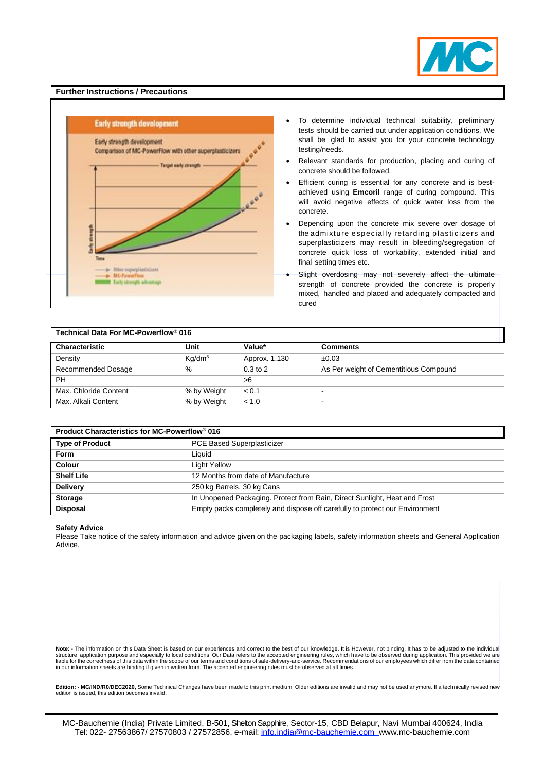## Further Instructions / Precautions

Early strength development

Early strength development
Comparison of MC-PowerFlow with other superplasticizers

Target early strength

Early strength

Time

Other superplasticizers
MC-PowerFlow
Early strength advantage

- To determine individual technical suitability, preliminary tests should be carried out under application conditions. We shall be glad to assist you for your concrete technology testing/needs.
- Relevant standards for production, placing and curing of concrete should be followed.
- Efficient curing is essential for any concrete and is best-achieved using **Emcoril** range of curing compound. This will avoid negative effects of quick water loss from the concrete.
- Depending upon the concrete mix severe over dosage of the admixture especially retarding plasticizers and superplasticizers may result in bleeding/segregation of concrete quick loss of workability, extended initial and final setting times etc.
- Slight overdosing may not severely affect the ultimate strength of concrete provided the concrete is properly mixed, handled and placed and adequately compacted and cured

## Technical Data For MC-Powerflow® 016

| Characteristic | Unit | Value* | Comments |
|---|---|---|---|
| Density | Kg/dm³ | Approx. 1.130 | ±0.03 |
| Recommended Dosage | % | 0.3 to 2 | As Per weight of Cementitious Compound |
| PH | | >6 | |
| Max. Chloride Content | % by Weight | < 0.1 | - |
| Max. Alkali Content | % by Weight | < 1.0 | - |

## Product Characteristics for MC-Powerflow® 016

| | |
|---|---|
| **Type of Product** | PCE Based Superplasticizer |
| **Form** | Liquid |
| **Colour** | Light Yellow |
| **Shelf Life** | 12 Months from date of Manufacture |
| **Delivery** | 250 kg Barrels, 30 kg Cans |
| **Storage** | In Unopened Packaging. Protect from Rain, Direct Sunlight, Heat and Frost |
| **Disposal** | Empty packs completely and dispose off carefully to protect our Environment |

**Safety Advice**

Please Take notice of the safety information and advice given on the packaging labels, safety information sheets and General Application Advice.

**Note**: - The information on this Data Sheet is based on our experiences and correct to the best of our knowledge. It is However, not binding. It has to be adjusted to the individual structure, application purpose and especially to local conditions. Our Data refers to the accepted engineering rules, which have to be observed during application. This provided we are liable for the correctness of this data within the scope of our terms and conditions of sale-delivery-and-service. Recommendations of our employees which differ from the data contained in our information sheets are binding if given in written from. The accepted engineering rules must be observed at all times.

**Edition: - MC/IND/R0/DEC2020,** Some Technical Changes have been made to this print medium. Older editions are invalid and may not be used anymore. If a technically revised new edition is issued, this edition becomes invalid.

MC-Bauchemie (India) Private Limited, B-501, Shelton Sapphire, Sector-15, CBD Belapur, Navi Mumbai 400624, India
Tel: 022- 27563867/ 27570803 / 27572856, e-mail: info.india@mc-bauchemie.com www.mc-bauchemie.com